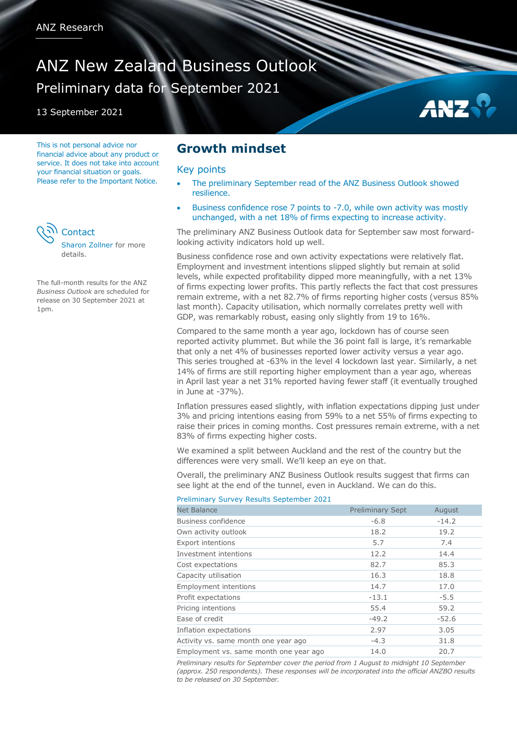ANZ Research

# ANZ New Zealand Business Outlook

Preliminary data for September 2021

13 September 2021

This is not personal advice nor financial advice about any product or service. It does not take into account your financial situation or goals. Please refer to the Important Notice.

Contact

Sharon Zollner for more details.

The full-month results for the ANZ *Business Outlook* are scheduled for release on 30 September 2021 at 1pm.

## Growth mindset

### Key points

- The preliminary September read of the ANZ Business Outlook showed resilience.
- Business confidence rose 7 points to -7.0, while own activity was mostly unchanged, with a net 18% of firms expecting to increase activity.

The preliminary ANZ Business Outlook data for September saw most forward-looking activity indicators hold up well.

Business confidence rose and own activity expectations were relatively flat. Employment and investment intentions slipped slightly but remain at solid levels, while expected profitability dipped more meaningfully, with a net 13% of firms expecting lower profits. This partly reflects the fact that cost pressures remain extreme, with a net 82.7% of firms reporting higher costs (versus 85% last month). Capacity utilisation, which normally correlates pretty well with GDP, was remarkably robust, easing only slightly from 19 to 16%.

Compared to the same month a year ago, lockdown has of course seen reported activity plummet. But while the 36 point fall is large, it's remarkable that only a net 4% of businesses reported lower activity versus a year ago. This series troughed at -63% in the level 4 lockdown last year. Similarly, a net 14% of firms are still reporting higher employment than a year ago, whereas in April last year a net 31% reported having fewer staff (it eventually troughed in June at -37%).

Inflation pressures eased slightly, with inflation expectations dipping just under 3% and pricing intentions easing from 59% to a net 55% of firms expecting to raise their prices in coming months. Cost pressures remain extreme, with a net 83% of firms expecting higher costs.

We examined a split between Auckland and the rest of the country but the differences were very small. We'll keep an eye on that.

Overall, the preliminary ANZ Business Outlook results suggest that firms can see light at the end of the tunnel, even in Auckland. We can do this.

Preliminary Survey Results September 2021

| Net Balance | Preliminary Sept | August |
|---|---|---|
| Business confidence | -6.8 | -14.2 |
| Own activity outlook | 18.2 | 19.2 |
| Export intentions | 5.7 | 7.4 |
| Investment intentions | 12.2 | 14.4 |
| Cost expectations | 82.7 | 85.3 |
| Capacity utilisation | 16.3 | 18.8 |
| Employment intentions | 14.7 | 17.0 |
| Profit expectations | -13.1 | -5.5 |
| Pricing intentions | 55.4 | 59.2 |
| Ease of credit | -49.2 | -52.6 |
| Inflation expectations | 2.97 | 3.05 |
| Activity vs. same month one year ago | -4.3 | 31.8 |
| Employment vs. same month one year ago | 14.0 | 20.7 |

*Preliminary results for September cover the period from 1 August to midnight 10 September (approx. 250 respondents). These responses will be incorporated into the official ANZBO results to be released on 30 September.*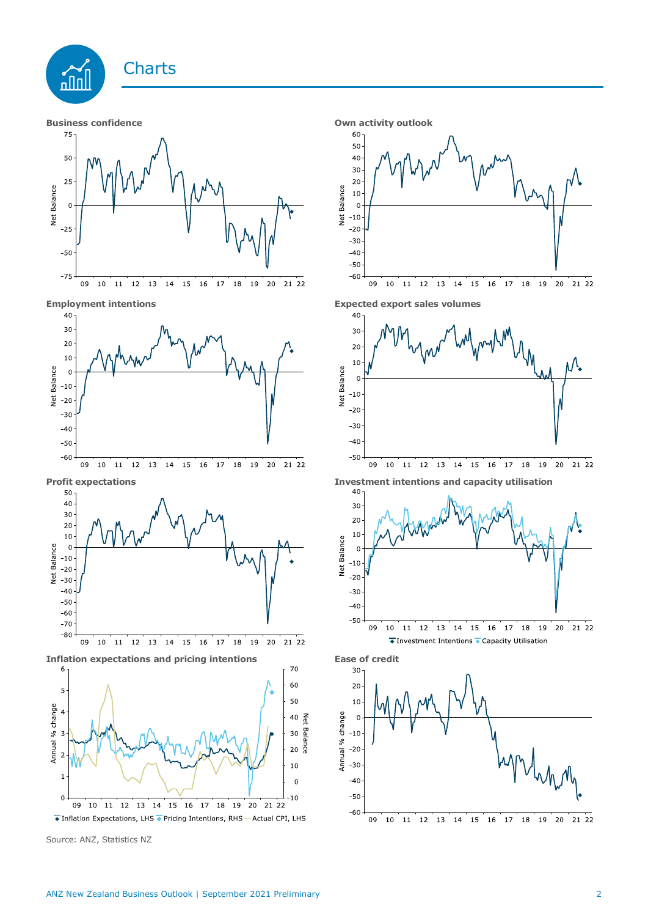# Charts

**Business confidence**

**Own activity outlook**

**Employment intentions**

**Expected export sales volumes**

**Profit expectations**

**Investment intentions and capacity utilisation**

Investment Intentions | Capacity Utilisation

**Inflation expectations and pricing intentions**

Inflation Expectations, LHS | Pricing Intentions, RHS | Actual CPI, LHS

**Ease of credit**

Source: ANZ, Statistics NZ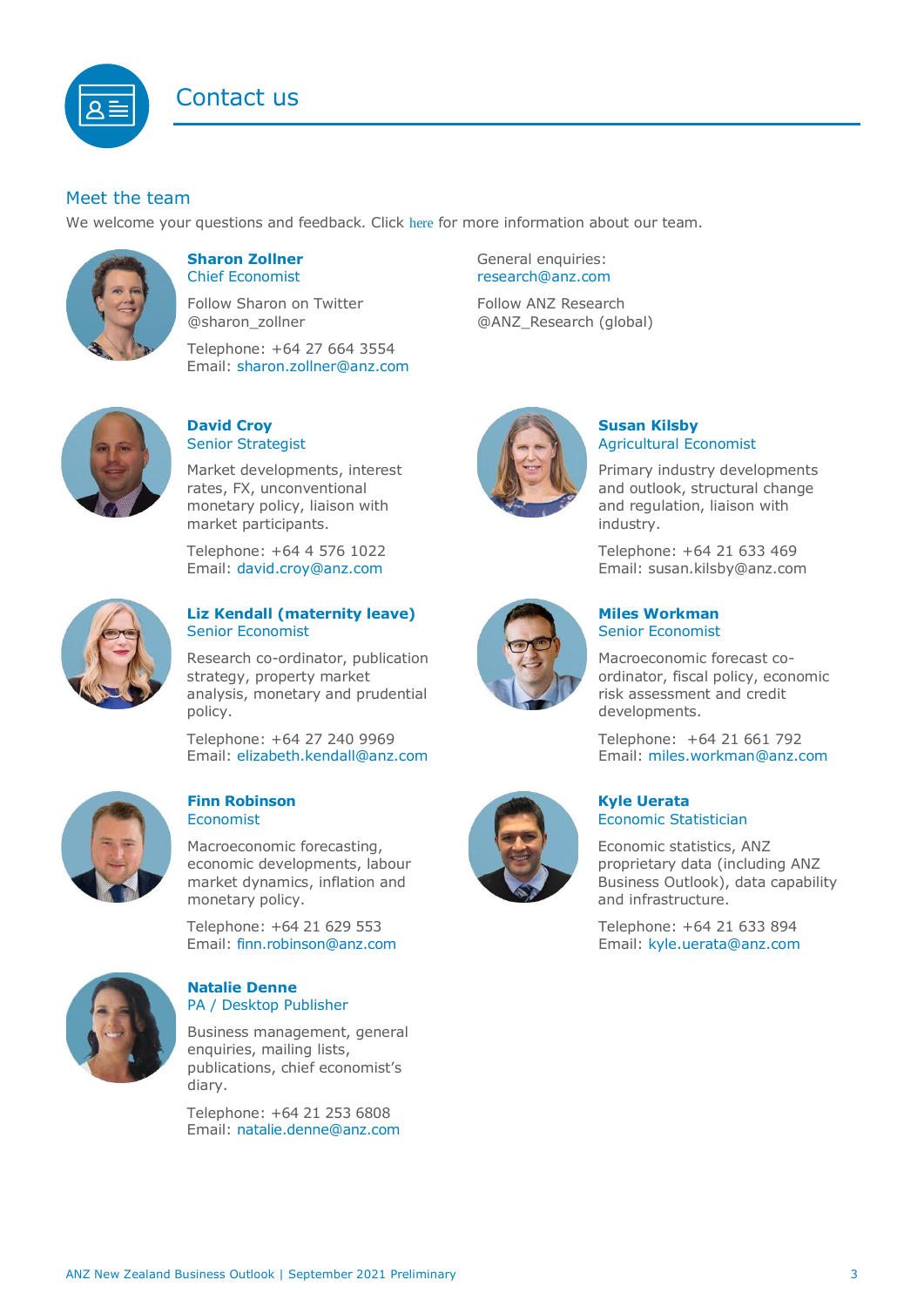# Contact us

## Meet the team

We welcome your questions and feedback. Click here for more information about our team.

**Sharon Zollner**
Chief Economist

Follow Sharon on Twitter
@sharon_zollner

Telephone: +64 27 664 3554
Email: sharon.zollner@anz.com

General enquiries:
research@anz.com

Follow ANZ Research
@ANZ_Research (global)

**David Croy**
Senior Strategist

Market developments, interest rates, FX, unconventional monetary policy, liaison with market participants.

Telephone: +64 4 576 1022
Email: david.croy@anz.com

**Susan Kilsby**
Agricultural Economist

Primary industry developments and outlook, structural change and regulation, liaison with industry.

Telephone: +64 21 633 469
Email: susan.kilsby@anz.com

**Liz Kendall (maternity leave)**
Senior Economist

Research co-ordinator, publication strategy, property market analysis, monetary and prudential policy.

Telephone: +64 27 240 9969
Email: elizabeth.kendall@anz.com

**Miles Workman**
Senior Economist

Macroeconomic forecast co-ordinator, fiscal policy, economic risk assessment and credit developments.

Telephone: +64 21 661 792
Email: miles.workman@anz.com

**Finn Robinson**
Economist

Macroeconomic forecasting, economic developments, labour market dynamics, inflation and monetary policy.

Telephone: +64 21 629 553
Email: finn.robinson@anz.com

**Kyle Uerata**
Economic Statistician

Economic statistics, ANZ proprietary data (including ANZ Business Outlook), data capability and infrastructure.

Telephone: +64 21 633 894
Email: kyle.uerata@anz.com

**Natalie Denne**
PA / Desktop Publisher

Business management, general enquiries, mailing lists, publications, chief economist's diary.

Telephone: +64 21 253 6808
Email: natalie.denne@anz.com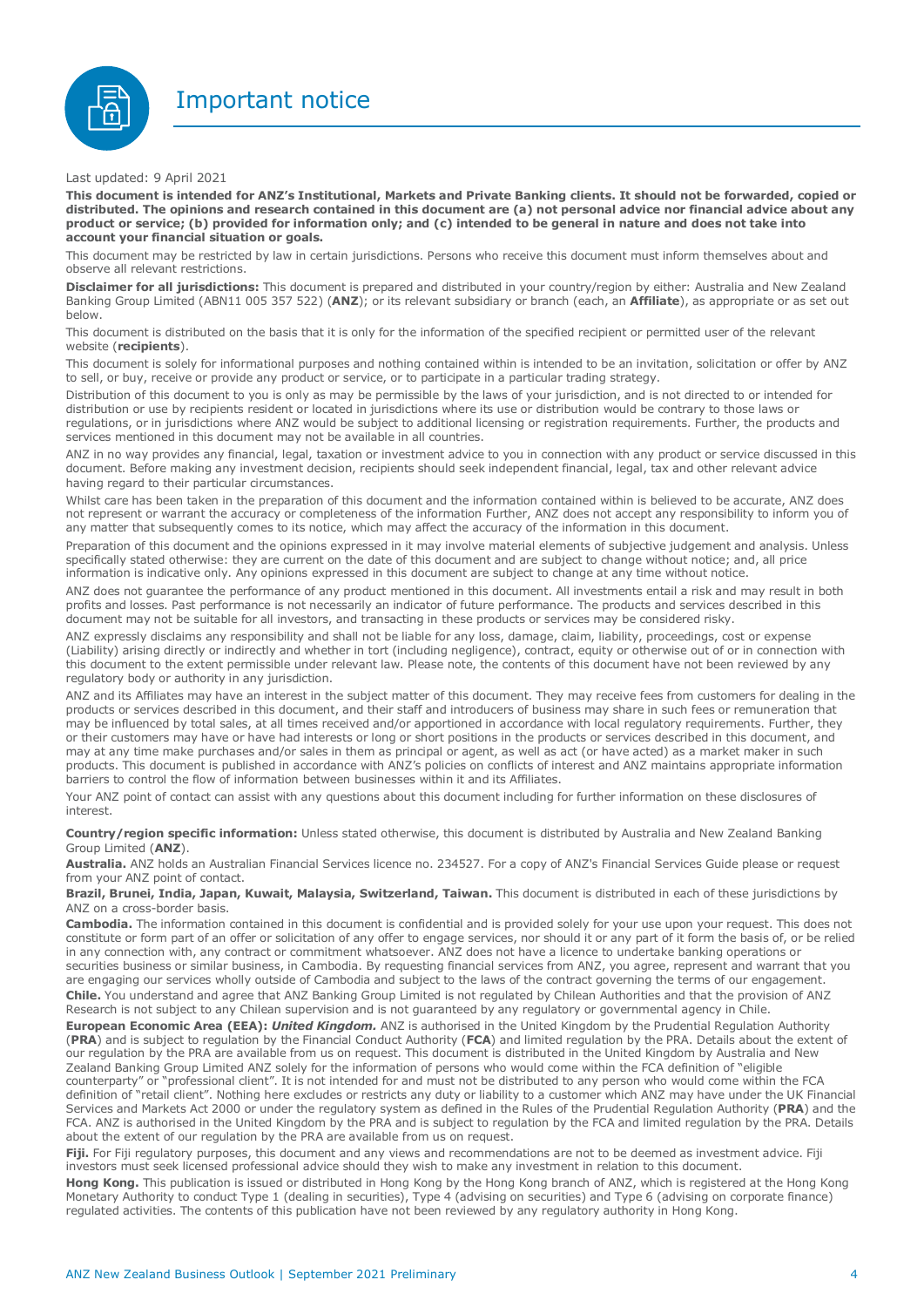# Important notice

Last updated: 9 April 2021

**This document is intended for ANZ's Institutional, Markets and Private Banking clients. It should not be forwarded, copied or distributed. The opinions and research contained in this document are (a) not personal advice nor financial advice about any product or service; (b) provided for information only; and (c) intended to be general in nature and does not take into account your financial situation or goals.**

This document may be restricted by law in certain jurisdictions. Persons who receive this document must inform themselves about and observe all relevant restrictions.

**Disclaimer for all jurisdictions:** This document is prepared and distributed in your country/region by either: Australia and New Zealand Banking Group Limited (ABN11 005 357 522) (**ANZ**); or its relevant subsidiary or branch (each, an **Affiliate**), as appropriate or as set out below.

This document is distributed on the basis that it is only for the information of the specified recipient or permitted user of the relevant website (**recipients**).

This document is solely for informational purposes and nothing contained within is intended to be an invitation, solicitation or offer by ANZ to sell, or buy, receive or provide any product or service, or to participate in a particular trading strategy.

Distribution of this document to you is only as may be permissible by the laws of your jurisdiction, and is not directed to or intended for distribution or use by recipients resident or located in jurisdictions where its use or distribution would be contrary to those laws or regulations, or in jurisdictions where ANZ would be subject to additional licensing or registration requirements. Further, the products and services mentioned in this document may not be available in all countries.

ANZ in no way provides any financial, legal, taxation or investment advice to you in connection with any product or service discussed in this document. Before making any investment decision, recipients should seek independent financial, legal, tax and other relevant advice having regard to their particular circumstances.

Whilst care has been taken in the preparation of this document and the information contained within is believed to be accurate, ANZ does not represent or warrant the accuracy or completeness of the information Further, ANZ does not accept any responsibility to inform you of any matter that subsequently comes to its notice, which may affect the accuracy of the information in this document.

Preparation of this document and the opinions expressed in it may involve material elements of subjective judgement and analysis. Unless specifically stated otherwise: they are current on the date of this document and are subject to change without notice; and, all price information is indicative only. Any opinions expressed in this document are subject to change at any time without notice.

ANZ does not guarantee the performance of any product mentioned in this document. All investments entail a risk and may result in both profits and losses. Past performance is not necessarily an indicator of future performance. The products and services described in this document may not be suitable for all investors, and transacting in these products or services may be considered risky.

ANZ expressly disclaims any responsibility and shall not be liable for any loss, damage, claim, liability, proceedings, cost or expense (Liability) arising directly or indirectly and whether in tort (including negligence), contract, equity or otherwise out of or in connection with this document to the extent permissible under relevant law. Please note, the contents of this document have not been reviewed by any regulatory body or authority in any jurisdiction.

ANZ and its Affiliates may have an interest in the subject matter of this document. They may receive fees from customers for dealing in the products or services described in this document, and their staff and introducers of business may share in such fees or remuneration that may be influenced by total sales, at all times received and/or apportioned in accordance with local regulatory requirements. Further, they or their customers may have or have had interests or long or short positions in the products or services described in this document, and may at any time make purchases and/or sales in them as principal or agent, as well as act (or have acted) as a market maker in such products. This document is published in accordance with ANZ's policies on conflicts of interest and ANZ maintains appropriate information barriers to control the flow of information between businesses within it and its Affiliates.

Your ANZ point of contact can assist with any questions about this document including for further information on these disclosures of interest.

**Country/region specific information:** Unless stated otherwise, this document is distributed by Australia and New Zealand Banking Group Limited (**ANZ**).

**Australia.** ANZ holds an Australian Financial Services licence no. 234527. For a copy of ANZ's Financial Services Guide please or request from your ANZ point of contact.

**Brazil, Brunei, India, Japan, Kuwait, Malaysia, Switzerland, Taiwan.** This document is distributed in each of these jurisdictions by ANZ on a cross-border basis.

**Cambodia.** The information contained in this document is confidential and is provided solely for your use upon your request. This does not constitute or form part of an offer or solicitation of any offer to engage services, nor should it or any part of it form the basis of, or be relied in any connection with, any contract or commitment whatsoever. ANZ does not have a licence to undertake banking operations or securities business or similar business, in Cambodia. By requesting financial services from ANZ, you agree, represent and warrant that you are engaging our services wholly outside of Cambodia and subject to the laws of the contract governing the terms of our engagement.

**Chile.** You understand and agree that ANZ Banking Group Limited is not regulated by Chilean Authorities and that the provision of ANZ Research is not subject to any Chilean supervision and is not guaranteed by any regulatory or governmental agency in Chile.

**European Economic Area (EEA):** ***United Kingdom.*** ANZ is authorised in the United Kingdom by the Prudential Regulation Authority (**PRA**) and is subject to regulation by the Financial Conduct Authority (**FCA**) and limited regulation by the PRA. Details about the extent of our regulation by the PRA are available from us on request. This document is distributed in the United Kingdom by Australia and New Zealand Banking Group Limited ANZ solely for the information of persons who would come within the FCA definition of "eligible counterparty" or "professional client". It is not intended for and must not be distributed to any person who would come within the FCA definition of "retail client". Nothing here excludes or restricts any duty or liability to a customer which ANZ may have under the UK Financial Services and Markets Act 2000 or under the regulatory system as defined in the Rules of the Prudential Regulation Authority (**PRA**) and the FCA. ANZ is authorised in the United Kingdom by the PRA and is subject to regulation by the FCA and limited regulation by the PRA. Details about the extent of our regulation by the PRA are available from us on request.

**Fiji.** For Fiji regulatory purposes, this document and any views and recommendations are not to be deemed as investment advice. Fiji investors must seek licensed professional advice should they wish to make any investment in relation to this document.

**Hong Kong.** This publication is issued or distributed in Hong Kong by the Hong Kong branch of ANZ, which is registered at the Hong Kong Monetary Authority to conduct Type 1 (dealing in securities), Type 4 (advising on securities) and Type 6 (advising on corporate finance) regulated activities. The contents of this publication have not been reviewed by any regulatory authority in Hong Kong.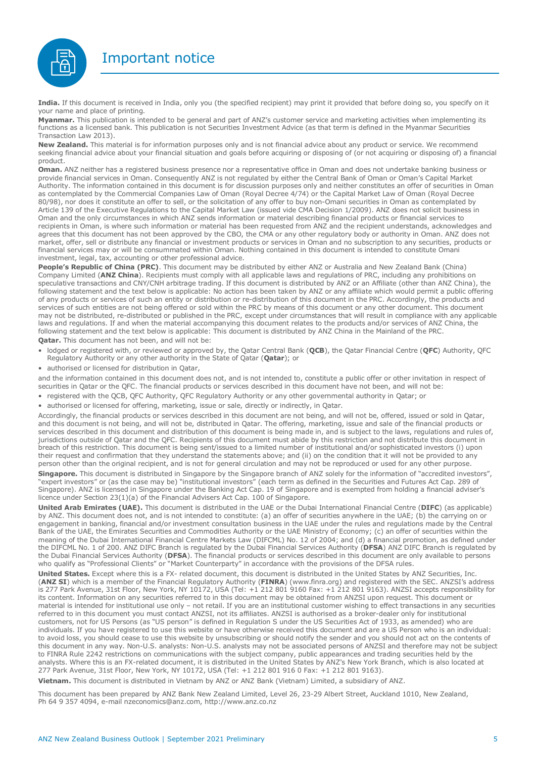# Important notice

**India.** If this document is received in India, only you (the specified recipient) may print it provided that before doing so, you specify on it your name and place of printing.

**Myanmar.** This publication is intended to be general and part of ANZ's customer service and marketing activities when implementing its functions as a licensed bank. This publication is not Securities Investment Advice (as that term is defined in the Myanmar Securities Transaction Law 2013).

**New Zealand.** This material is for information purposes only and is not financial advice about any product or service. We recommend seeking financial advice about your financial situation and goals before acquiring or disposing of (or not acquiring or disposing of) a financial product.

**Oman.** ANZ neither has a registered business presence nor a representative office in Oman and does not undertake banking business or provide financial services in Oman. Consequently ANZ is not regulated by either the Central Bank of Oman or Oman's Capital Market Authority. The information contained in this document is for discussion purposes only and neither constitutes an offer of securities in Oman as contemplated by the Commercial Companies Law of Oman (Royal Decree 4/74) or the Capital Market Law of Oman (Royal Decree 80/98), nor does it constitute an offer to sell, or the solicitation of any offer to buy non-Omani securities in Oman as contemplated by Article 139 of the Executive Regulations to the Capital Market Law (issued vide CMA Decision 1/2009). ANZ does not solicit business in Oman and the only circumstances in which ANZ sends information or material describing financial products or financial services to recipients in Oman, is where such information or material has been requested from ANZ and the recipient understands, acknowledges and agrees that this document has not been approved by the CBO, the CMA or any other regulatory body or authority in Oman. ANZ does not market, offer, sell or distribute any financial or investment products or services in Oman and no subscription to any securities, products or financial services may or will be consummated within Oman. Nothing contained in this document is intended to constitute Omani investment, legal, tax, accounting or other professional advice.

**People's Republic of China (PRC)**. This document may be distributed by either ANZ or Australia and New Zealand Bank (China) Company Limited (**ANZ China**). Recipients must comply with all applicable laws and regulations of PRC, including any prohibitions on speculative transactions and CNY/CNH arbitrage trading. If this document is distributed by ANZ or an Affiliate (other than ANZ China), the following statement and the text below is applicable: No action has been taken by ANZ or any affiliate which would permit a public offering of any products or services of such an entity or distribution or re-distribution of this document in the PRC. Accordingly, the products and services of such entities are not being offered or sold within the PRC by means of this document or any other document. This document may not be distributed, re-distributed or published in the PRC, except under circumstances that will result in compliance with any applicable laws and regulations. If and when the material accompanying this document relates to the products and/or services of ANZ China, the following statement and the text below is applicable: This document is distributed by ANZ China in the Mainland of the PRC.

**Qatar.** This document has not been, and will not be:

- lodged or registered with, or reviewed or approved by, the Qatar Central Bank (**QCB**), the Qatar Financial Centre (**QFC**) Authority, QFC Regulatory Authority or any other authority in the State of Qatar (**Qatar**); or
- authorised or licensed for distribution in Qatar,

and the information contained in this document does not, and is not intended to, constitute a public offer or other invitation in respect of securities in Qatar or the QFC. The financial products or services described in this document have not been, and will not be:

- registered with the QCB, QFC Authority, QFC Regulatory Authority or any other governmental authority in Qatar; or
- authorised or licensed for offering, marketing, issue or sale, directly or indirectly, in Qatar.

Accordingly, the financial products or services described in this document are not being, and will not be, offered, issued or sold in Qatar, and this document is not being, and will not be, distributed in Qatar. The offering, marketing, issue and sale of the financial products or services described in this document and distribution of this document is being made in, and is subject to the laws, regulations and rules of, jurisdictions outside of Qatar and the QFC. Recipients of this document must abide by this restriction and not distribute this document in breach of this restriction. This document is being sent/issued to a limited number of institutional and/or sophisticated investors (i) upon their request and confirmation that they understand the statements above; and (ii) on the condition that it will not be provided to any person other than the original recipient, and is not for general circulation and may not be reproduced or used for any other purpose.

**Singapore.** This document is distributed in Singapore by the Singapore branch of ANZ solely for the information of "accredited investors", "expert investors" or (as the case may be) "institutional investors" (each term as defined in the Securities and Futures Act Cap. 289 of Singapore). ANZ is licensed in Singapore under the Banking Act Cap. 19 of Singapore and is exempted from holding a financial adviser's licence under Section 23(1)(a) of the Financial Advisers Act Cap. 100 of Singapore.

**United Arab Emirates (UAE).** This document is distributed in the UAE or the Dubai International Financial Centre (**DIFC**) (as applicable) by ANZ. This document does not, and is not intended to constitute: (a) an offer of securities anywhere in the UAE; (b) the carrying on or engagement in banking, financial and/or investment consultation business in the UAE under the rules and regulations made by the Central Bank of the UAE, the Emirates Securities and Commodities Authority or the UAE Ministry of Economy; (c) an offer of securities within the meaning of the Dubai International Financial Centre Markets Law (DIFCML) No. 12 of 2004; and (d) a financial promotion, as defined under the DIFCML No. 1 of 200. ANZ DIFC Branch is regulated by the Dubai Financial Services Authority (**DFSA**) ANZ DIFC Branch is regulated by the Dubai Financial Services Authority (**DFSA**). The financial products or services described in this document are only available to persons who qualify as "Professional Clients" or "Market Counterparty" in accordance with the provisions of the DFSA rules.

**United States.** Except where this is a FX- related document, this document is distributed in the United States by ANZ Securities, Inc. (**ANZ SI**) which is a member of the Financial Regulatory Authority (**FINRA**) (www.finra.org) and registered with the SEC. ANZSI's address is 277 Park Avenue, 31st Floor, New York, NY 10172, USA (Tel: +1 212 801 9160 Fax: +1 212 801 9163). ANZSI accepts responsibility for its content. Information on any securities referred to in this document may be obtained from ANZSI upon request. This document or material is intended for institutional use only – not retail. If you are an institutional customer wishing to effect transactions in any securities referred to in this document you must contact ANZSI, not its affiliates. ANZSI is authorised as a broker-dealer only for institutional customers, not for US Persons (as "US person" is defined in Regulation S under the US Securities Act of 1933, as amended) who are individuals. If you have registered to use this website or have otherwise received this document and are a US Person who is an individual: to avoid loss, you should cease to use this website by unsubscribing or should notify the sender and you should not act on the contents of this document in any way. Non-U.S. analysts: Non-U.S. analysts may not be associated persons of ANZSI and therefore may not be subject to FINRA Rule 2242 restrictions on communications with the subject company, public appearances and trading securities held by the analysts. Where this is an FX-related document, it is distributed in the United States by ANZ's New York Branch, which is also located at 277 Park Avenue, 31st Floor, New York, NY 10172, USA (Tel: +1 212 801 916 0 Fax: +1 212 801 9163).

**Vietnam.** This document is distributed in Vietnam by ANZ or ANZ Bank (Vietnam) Limited, a subsidiary of ANZ.

This document has been prepared by ANZ Bank New Zealand Limited, Level 26, 23-29 Albert Street, Auckland 1010, New Zealand, Ph 64 9 357 4094, e-mail nzeconomics@anz.com, http://www.anz.co.nz